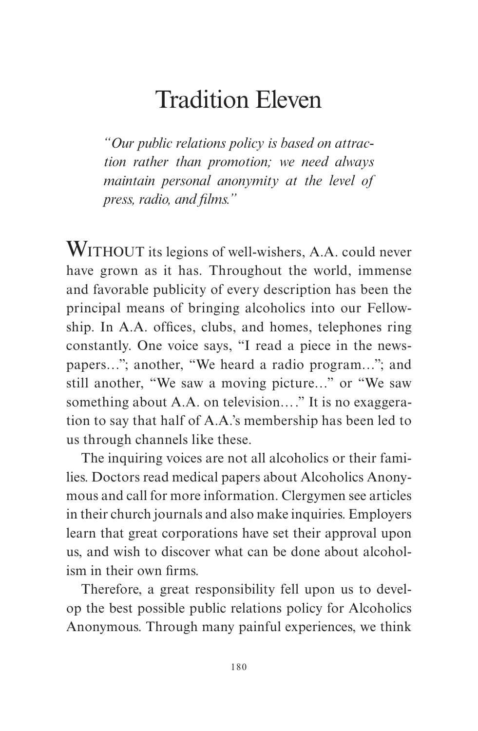# Tradition Eleven

*"Our public relations policy is based on attraction rather than promotion; we need always maintain personal anonymity at the level of press, radio, and films."*

WITHOUT its legions of well-wishers, A.A. could never have grown as it has. Throughout the world, immense and favorable publicity of every description has been the principal means of bringing alcoholics into our Fellowship. In A.A. offices, clubs, and homes, telephones ring constantly. One voice says, "I read a piece in the newspapers…"; another, "We heard a radio program…"; and still another, "We saw a moving picture…" or "We saw something about A.A. on television…." It is no exaggeration to say that half of A.A.'s membership has been led to us through channels like these.

The inquiring voices are not all alcoholics or their families. Doctors read medical papers about Alcoholics Anonymous and call for more information. Clergymen see articles in their church journals and also make inquiries. Employers learn that great corporations have set their approval upon us, and wish to discover what can be done about alcoholism in their own firms.

Therefore, a great responsibility fell upon us to develop the best possible public relations policy for Alcoholics Anonymous. Through many painful experiences, we think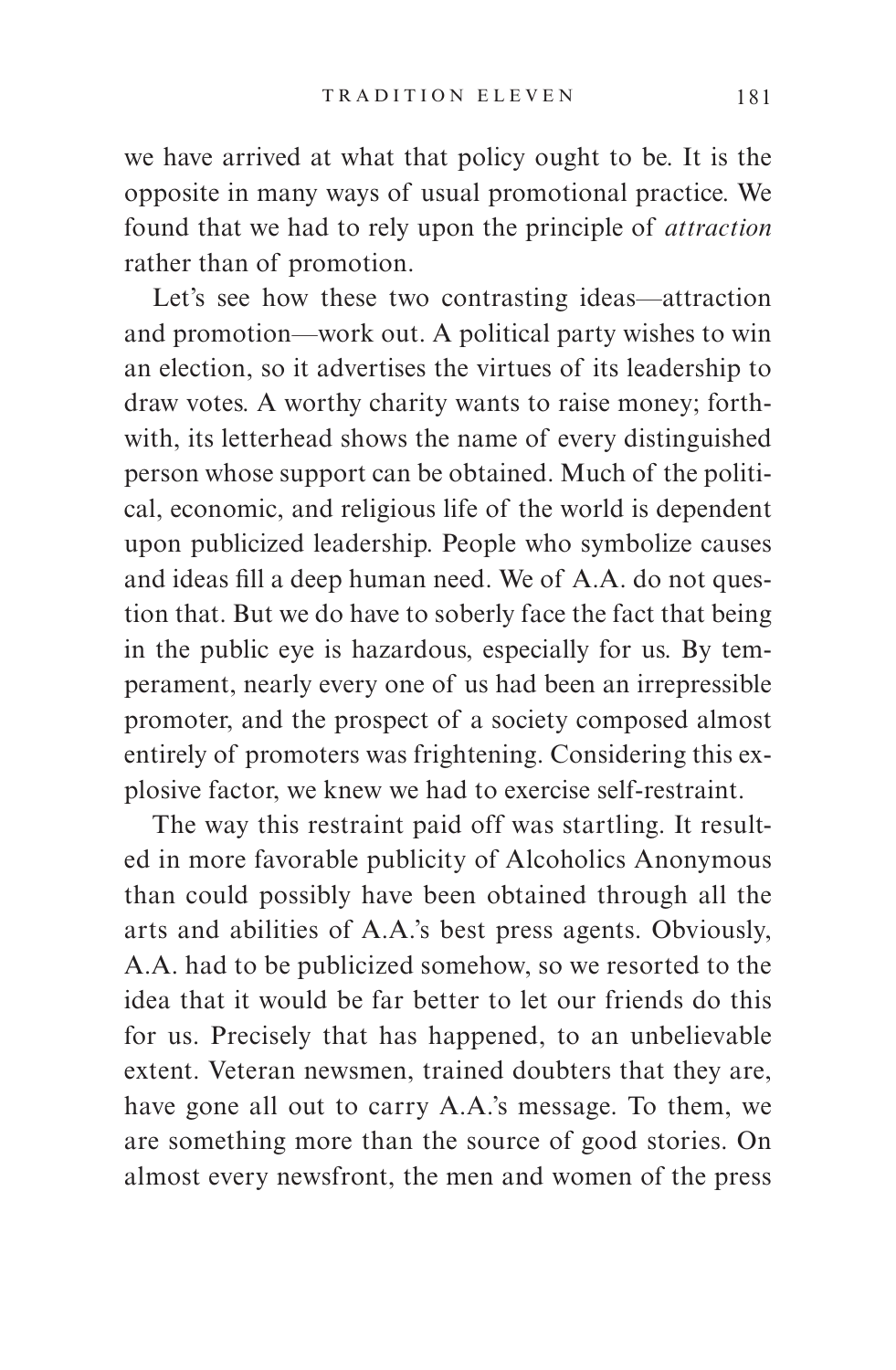we have arrived at what that policy ought to be. It is the opposite in many ways of usual promotional practice. We found that we had to rely upon the principle of *attraction* rather than of promotion.

Let's see how these two contrasting ideas—attraction and promotion—work out. A political party wishes to win an election, so it advertises the virtues of its leadership to draw votes. A worthy charity wants to raise money; forthwith, its letterhead shows the name of every distinguished person whose support can be obtained. Much of the political, economic, and religious life of the world is dependent upon publicized leadership. People who symbolize causes and ideas fill a deep human need. We of A.A. do not question that. But we do have to soberly face the fact that being in the public eye is hazardous, especially for us. By temperament, nearly every one of us had been an irrepressible promoter, and the prospect of a society composed almost entirely of promoters was frightening. Considering this explosive factor, we knew we had to exercise self-restraint.

The way this restraint paid off was startling. It resulted in more favorable publicity of Alcoholics Anonymous than could possibly have been obtained through all the arts and abilities of A.A.'s best press agents. Obviously, A.A. had to be publicized somehow, so we resorted to the idea that it would be far better to let our friends do this for us. Precisely that has happened, to an unbelievable extent. Veteran newsmen, trained doubters that they are, have gone all out to carry A.A.'s message. To them, we are something more than the source of good stories. On almost every newsfront, the men and women of the press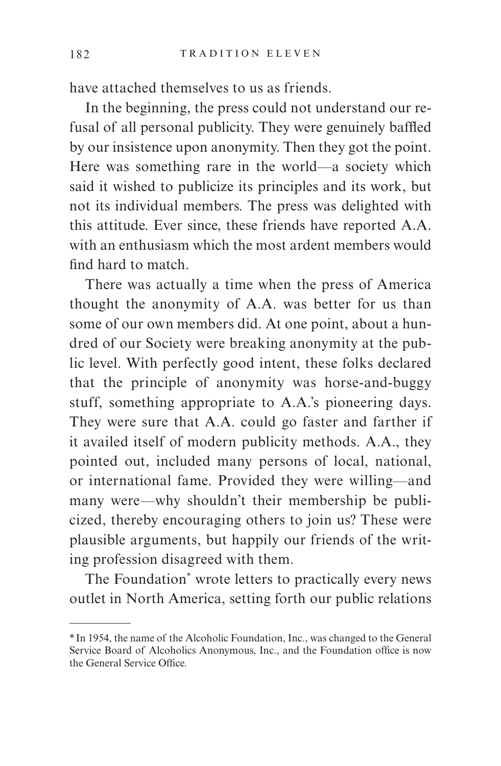have attached themselves to us as friends.

In the beginning, the press could not understand our refusal of all personal publicity. They were genuinely baffled by our insistence upon anonymity. Then they got the point. Here was something rare in the world—a society which said it wished to publicize its principles and its work, but not its individual members. The press was delighted with this attitude. Ever since, these friends have reported A.A. with an enthusiasm which the most ardent members would find hard to match.

There was actually a time when the press of America thought the anonymity of A.A. was better for us than some of our own members did. At one point, about a hundred of our Society were breaking anonymity at the public level. With perfectly good intent, these folks declared that the principle of anonymity was horse-and-buggy stuff, something appropriate to A.A.'s pioneering days. They were sure that A.A. could go faster and farther if it availed itself of modern publicity methods. A.A., they pointed out, included many persons of local, national, or international fame. Provided they were willing—and many were—why shouldn't their membership be publicized, thereby encouraging others to join us? These were plausible arguments, but happily our friends of the writing profession disagreed with them.

The Foundation* wrote letters to practically every news outlet in North America, setting forth our public relations

---

* In 1954, the name of the Alcoholic Foundation, Inc., was changed to the General Service Board of Alcoholics Anonymous, Inc., and the Foundation office is now the General Service Office.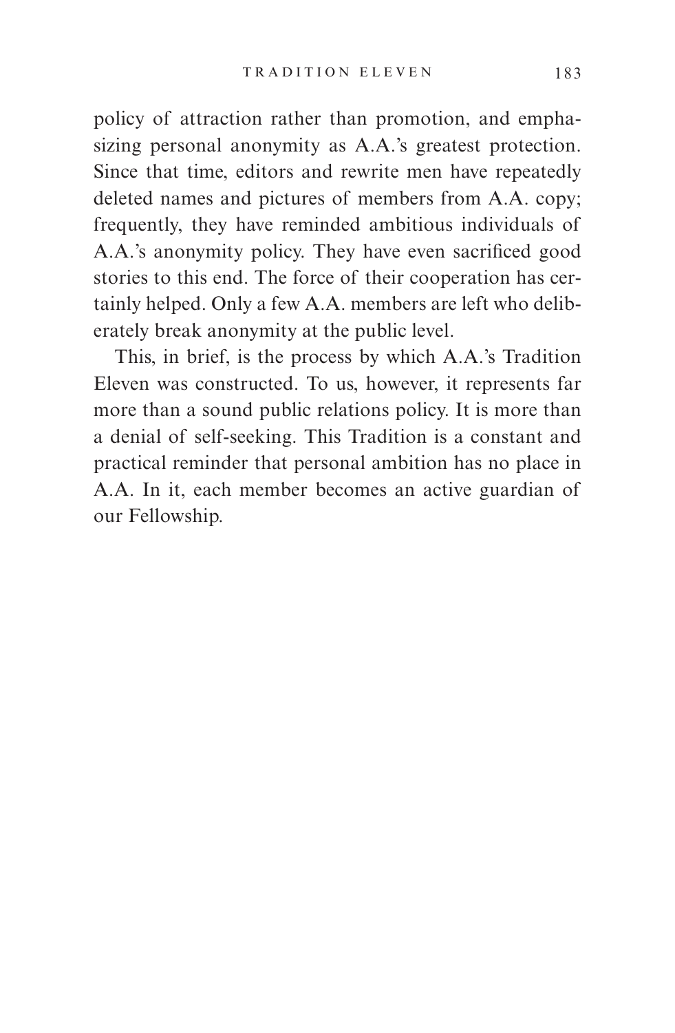policy of attraction rather than promotion, and emphasizing personal anonymity as A.A.'s greatest protection. Since that time, editors and rewrite men have repeatedly deleted names and pictures of members from A.A. copy; frequently, they have reminded ambitious individuals of A.A.'s anonymity policy. They have even sacrificed good stories to this end. The force of their cooperation has certainly helped. Only a few A.A. members are left who deliberately break anonymity at the public level.

This, in brief, is the process by which A.A.'s Tradition Eleven was constructed. To us, however, it represents far more than a sound public relations policy. It is more than a denial of self-seeking. This Tradition is a constant and practical reminder that personal ambition has no place in A.A. In it, each member becomes an active guardian of our Fellowship.